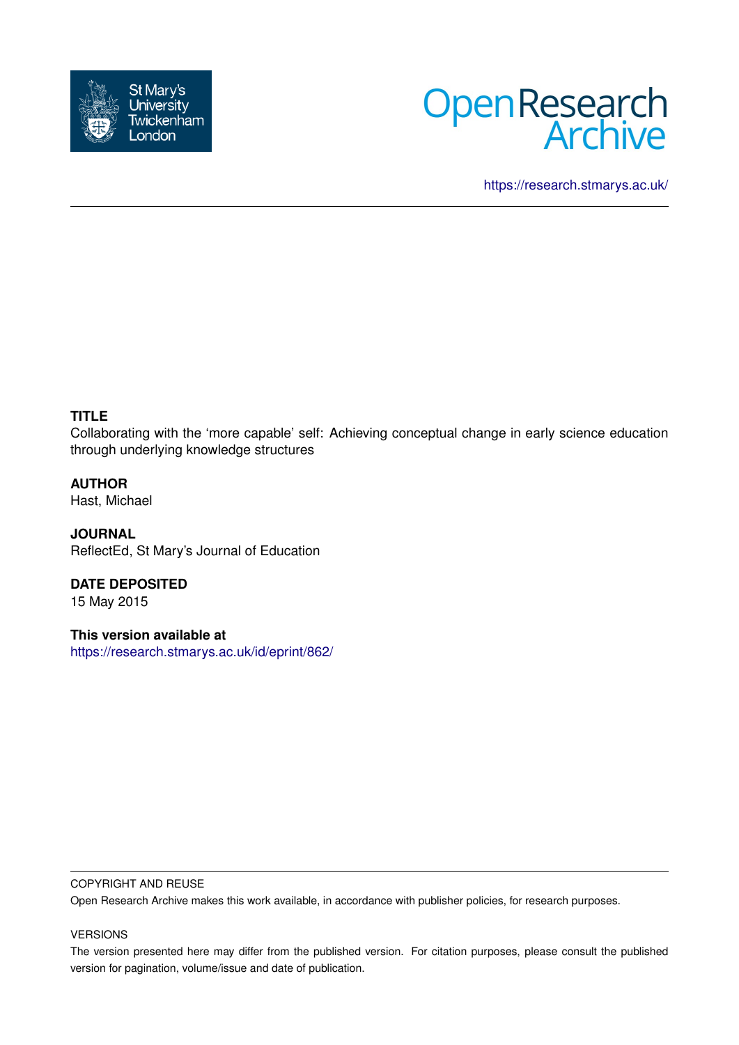St Mary's University Twickenham London

Open Research Archive

https://research.stmarys.ac.uk/

**TITLE**

Collaborating with the 'more capable' self: Achieving conceptual change in early science education through underlying knowledge structures

**AUTHOR**

Hast, Michael

**JOURNAL**

ReflectEd, St Mary's Journal of Education

**DATE DEPOSITED**

15 May 2015

**This version available at**

https://research.stmarys.ac.uk/id/eprint/862/

COPYRIGHT AND REUSE

Open Research Archive makes this work available, in accordance with publisher policies, for research purposes.

VERSIONS

The version presented here may differ from the published version. For citation purposes, please consult the published version for pagination, volume/issue and date of publication.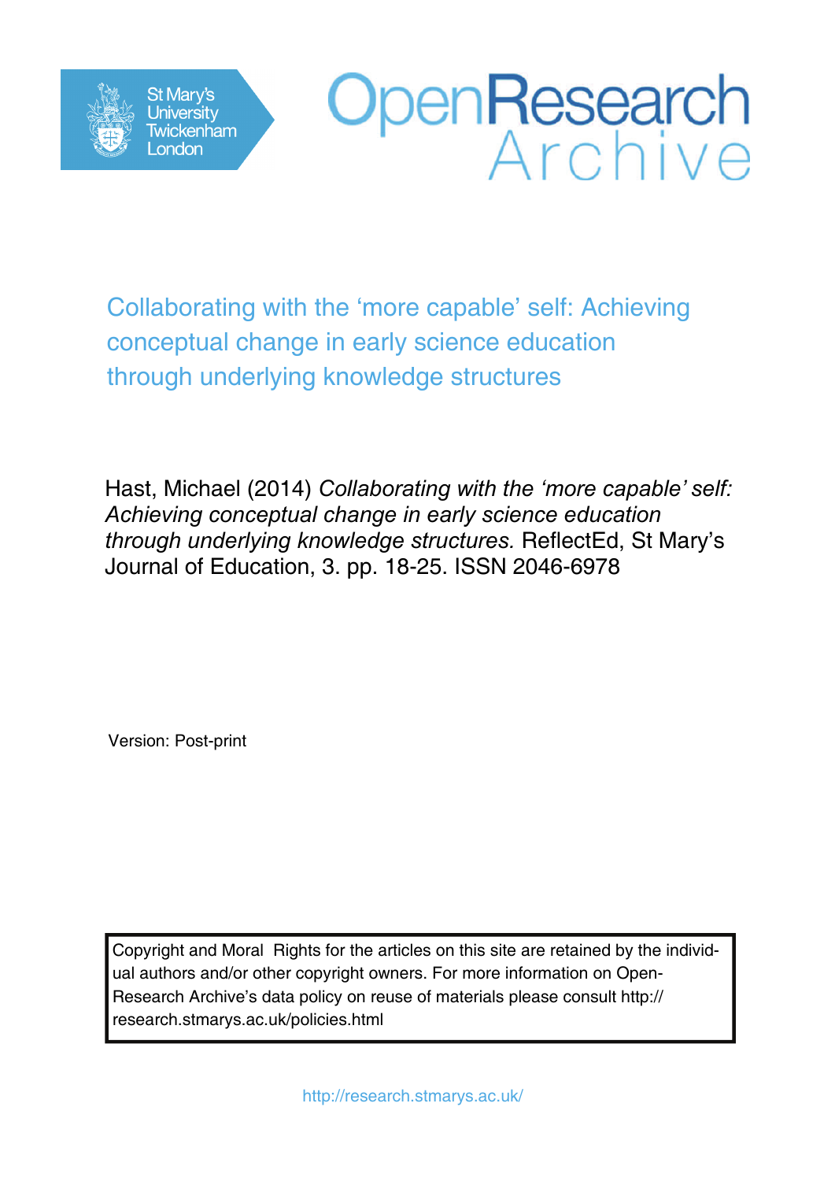# Collaborating with the 'more capable' self: Achieving conceptual change in early science education through underlying knowledge structures

Hast, Michael (2014) *Collaborating with the 'more capable' self: Achieving conceptual change in early science education through underlying knowledge structures.* ReflectEd, St Mary's Journal of Education, 3. pp. 18-25. ISSN 2046-6978

Version: Post-print

Copyright and Moral Rights for the articles on this site are retained by the individual authors and/or other copyright owners. For more information on Open-Research Archive's data policy on reuse of materials please consult http://research.stmarys.ac.uk/policies.html

http://research.stmarys.ac.uk/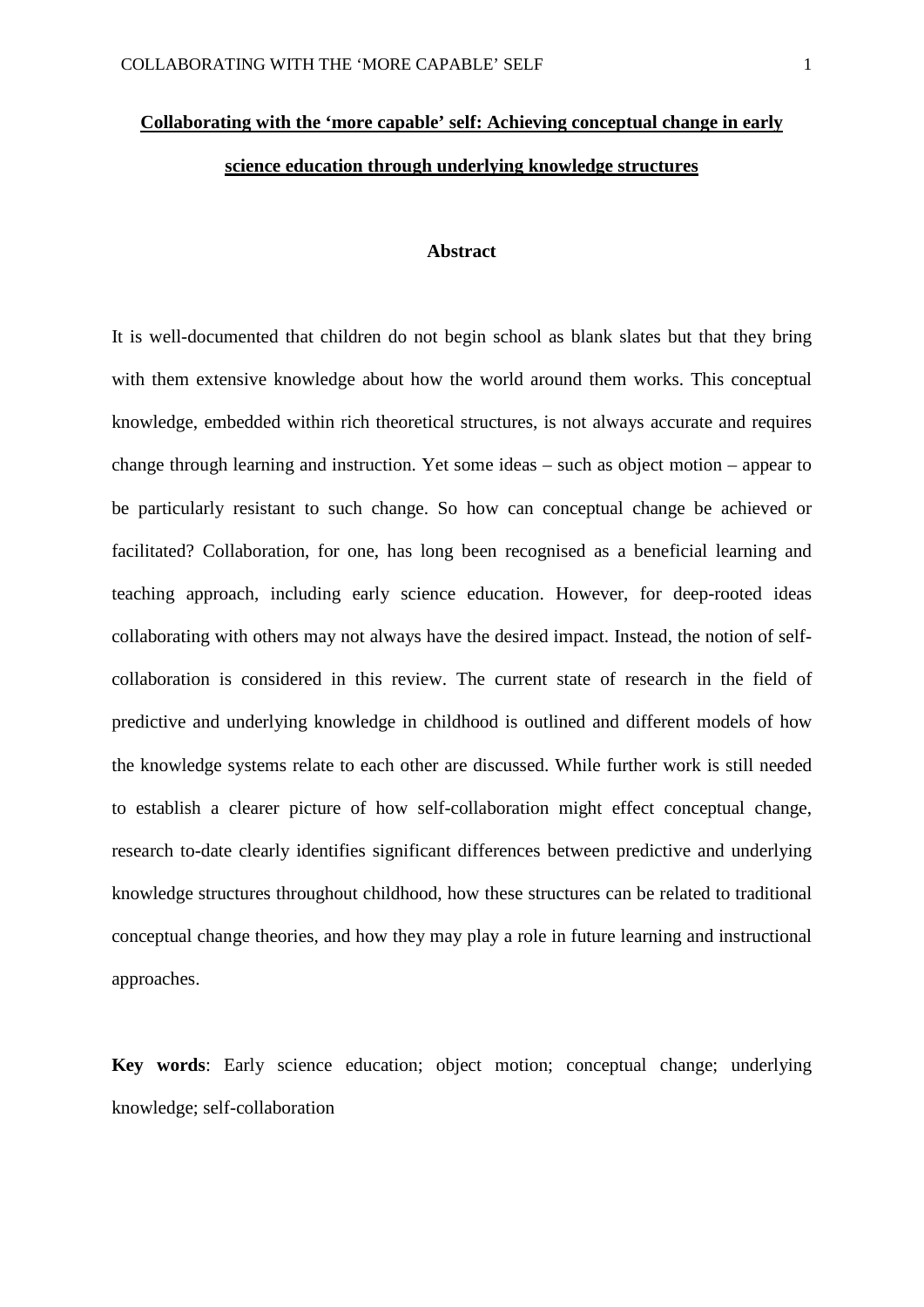**Collaborating with the 'more capable' self: Achieving conceptual change in early science education through underlying knowledge structures**

## Abstract

It is well-documented that children do not begin school as blank slates but that they bring with them extensive knowledge about how the world around them works. This conceptual knowledge, embedded within rich theoretical structures, is not always accurate and requires change through learning and instruction. Yet some ideas – such as object motion – appear to be particularly resistant to such change. So how can conceptual change be achieved or facilitated? Collaboration, for one, has long been recognised as a beneficial learning and teaching approach, including early science education. However, for deep-rooted ideas collaborating with others may not always have the desired impact. Instead, the notion of self-collaboration is considered in this review. The current state of research in the field of predictive and underlying knowledge in childhood is outlined and different models of how the knowledge systems relate to each other are discussed. While further work is still needed to establish a clearer picture of how self-collaboration might effect conceptual change, research to-date clearly identifies significant differences between predictive and underlying knowledge structures throughout childhood, how these structures can be related to traditional conceptual change theories, and how they may play a role in future learning and instructional approaches.

**Key words**: Early science education; object motion; conceptual change; underlying knowledge; self-collaboration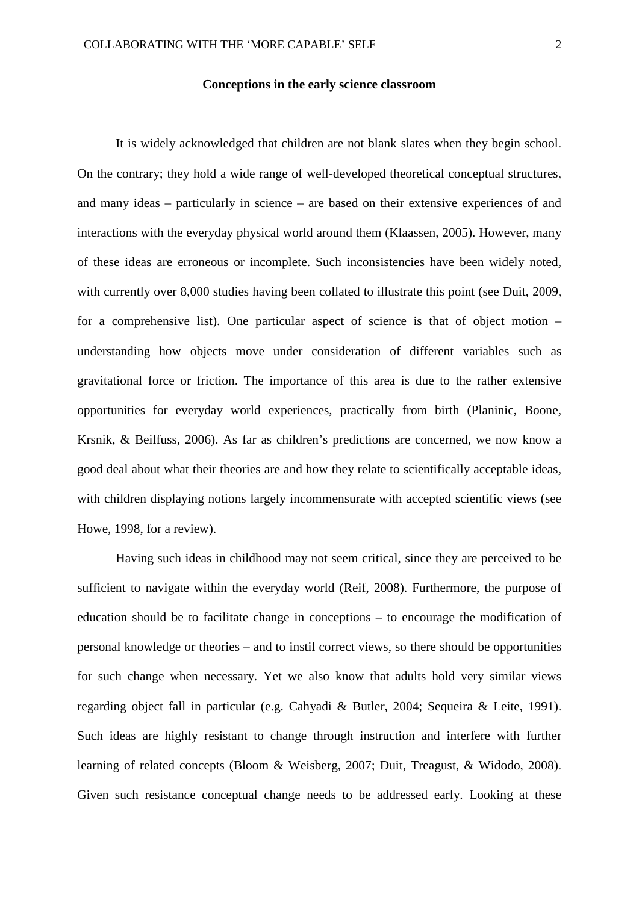## Conceptions in the early science classroom

It is widely acknowledged that children are not blank slates when they begin school. On the contrary; they hold a wide range of well-developed theoretical conceptual structures, and many ideas – particularly in science – are based on their extensive experiences of and interactions with the everyday physical world around them (Klaassen, 2005). However, many of these ideas are erroneous or incomplete. Such inconsistencies have been widely noted, with currently over 8,000 studies having been collated to illustrate this point (see Duit, 2009, for a comprehensive list). One particular aspect of science is that of object motion – understanding how objects move under consideration of different variables such as gravitational force or friction. The importance of this area is due to the rather extensive opportunities for everyday world experiences, practically from birth (Planinic, Boone, Krsnik, & Beilfuss, 2006). As far as children's predictions are concerned, we now know a good deal about what their theories are and how they relate to scientifically acceptable ideas, with children displaying notions largely incommensurate with accepted scientific views (see Howe, 1998, for a review).

Having such ideas in childhood may not seem critical, since they are perceived to be sufficient to navigate within the everyday world (Reif, 2008). Furthermore, the purpose of education should be to facilitate change in conceptions – to encourage the modification of personal knowledge or theories – and to instil correct views, so there should be opportunities for such change when necessary. Yet we also know that adults hold very similar views regarding object fall in particular (e.g. Cahyadi & Butler, 2004; Sequeira & Leite, 1991). Such ideas are highly resistant to change through instruction and interfere with further learning of related concepts (Bloom & Weisberg, 2007; Duit, Treagust, & Widodo, 2008). Given such resistance conceptual change needs to be addressed early. Looking at these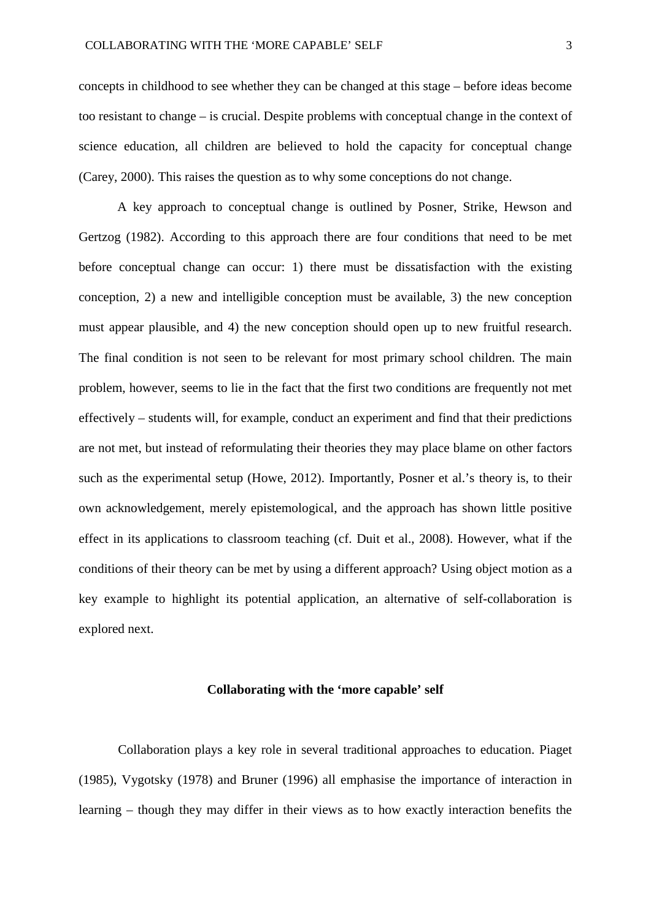concepts in childhood to see whether they can be changed at this stage – before ideas become too resistant to change – is crucial. Despite problems with conceptual change in the context of science education, all children are believed to hold the capacity for conceptual change (Carey, 2000). This raises the question as to why some conceptions do not change.

A key approach to conceptual change is outlined by Posner, Strike, Hewson and Gertzog (1982). According to this approach there are four conditions that need to be met before conceptual change can occur: 1) there must be dissatisfaction with the existing conception, 2) a new and intelligible conception must be available, 3) the new conception must appear plausible, and 4) the new conception should open up to new fruitful research. The final condition is not seen to be relevant for most primary school children. The main problem, however, seems to lie in the fact that the first two conditions are frequently not met effectively – students will, for example, conduct an experiment and find that their predictions are not met, but instead of reformulating their theories they may place blame on other factors such as the experimental setup (Howe, 2012). Importantly, Posner et al.'s theory is, to their own acknowledgement, merely epistemological, and the approach has shown little positive effect in its applications to classroom teaching (cf. Duit et al., 2008). However, what if the conditions of their theory can be met by using a different approach? Using object motion as a key example to highlight its potential application, an alternative of self-collaboration is explored next.

## Collaborating with the 'more capable' self

Collaboration plays a key role in several traditional approaches to education. Piaget (1985), Vygotsky (1978) and Bruner (1996) all emphasise the importance of interaction in learning – though they may differ in their views as to how exactly interaction benefits the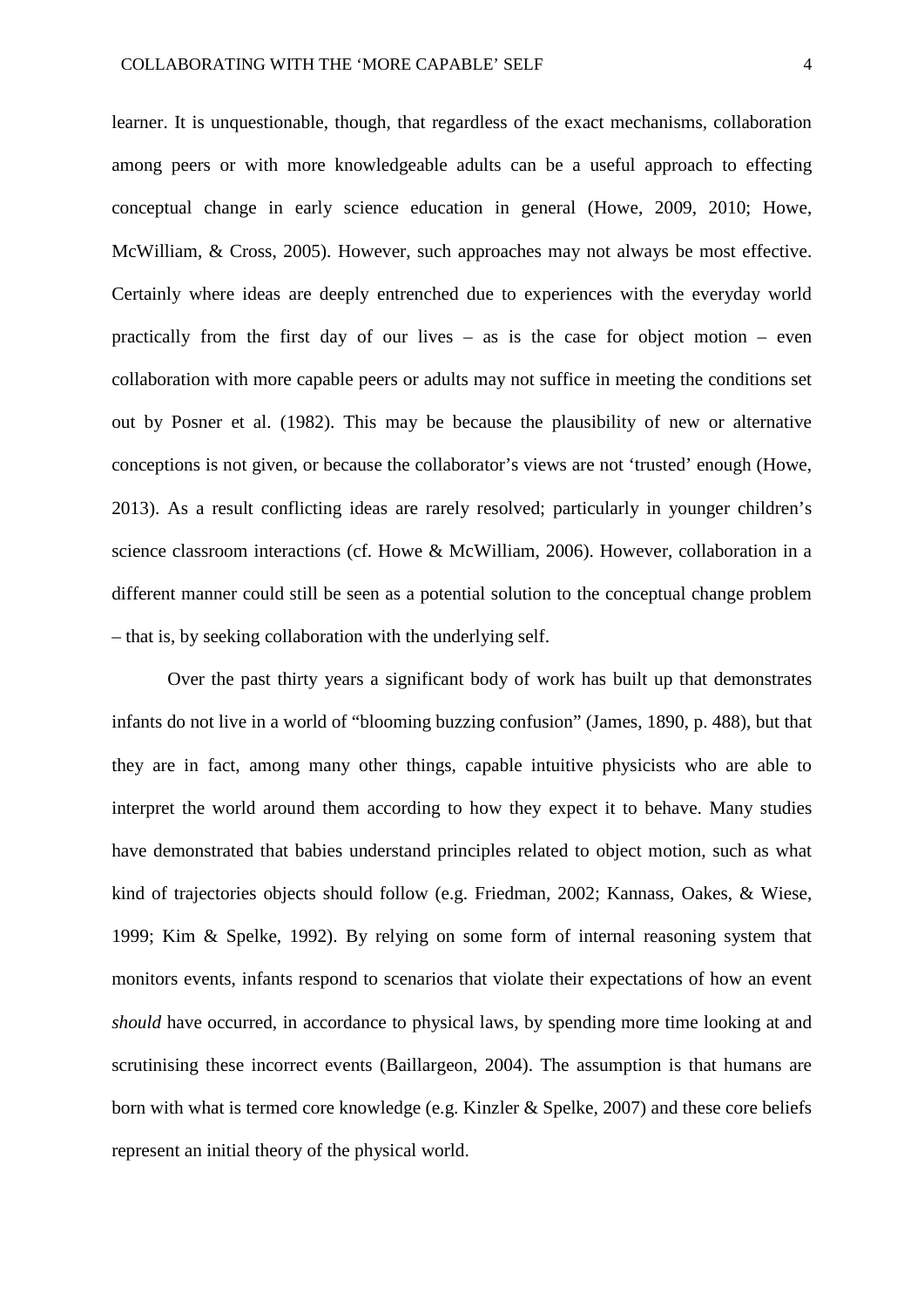learner. It is unquestionable, though, that regardless of the exact mechanisms, collaboration among peers or with more knowledgeable adults can be a useful approach to effecting conceptual change in early science education in general (Howe, 2009, 2010; Howe, McWilliam, & Cross, 2005). However, such approaches may not always be most effective. Certainly where ideas are deeply entrenched due to experiences with the everyday world practically from the first day of our lives – as is the case for object motion – even collaboration with more capable peers or adults may not suffice in meeting the conditions set out by Posner et al. (1982). This may be because the plausibility of new or alternative conceptions is not given, or because the collaborator's views are not 'trusted' enough (Howe, 2013). As a result conflicting ideas are rarely resolved; particularly in younger children's science classroom interactions (cf. Howe & McWilliam, 2006). However, collaboration in a different manner could still be seen as a potential solution to the conceptual change problem – that is, by seeking collaboration with the underlying self.

Over the past thirty years a significant body of work has built up that demonstrates infants do not live in a world of "blooming buzzing confusion" (James, 1890, p. 488), but that they are in fact, among many other things, capable intuitive physicists who are able to interpret the world around them according to how they expect it to behave. Many studies have demonstrated that babies understand principles related to object motion, such as what kind of trajectories objects should follow (e.g. Friedman, 2002; Kannass, Oakes, & Wiese, 1999; Kim & Spelke, 1992). By relying on some form of internal reasoning system that monitors events, infants respond to scenarios that violate their expectations of how an event *should* have occurred, in accordance to physical laws, by spending more time looking at and scrutinising these incorrect events (Baillargeon, 2004). The assumption is that humans are born with what is termed core knowledge (e.g. Kinzler & Spelke, 2007) and these core beliefs represent an initial theory of the physical world.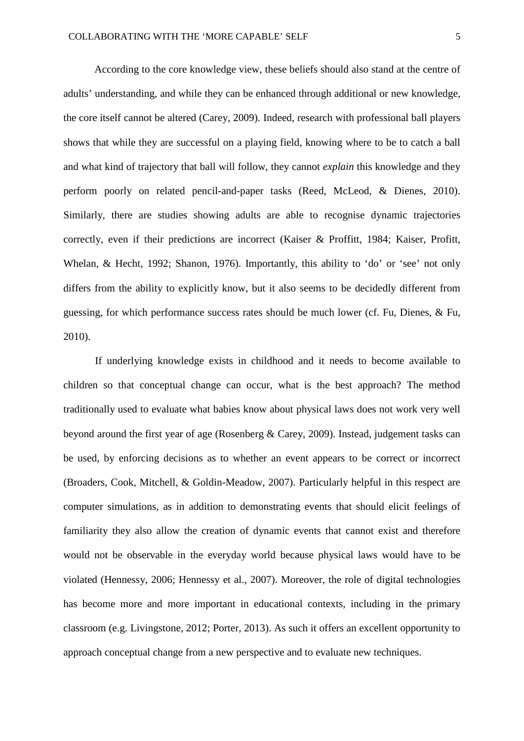According to the core knowledge view, these beliefs should also stand at the centre of adults' understanding, and while they can be enhanced through additional or new knowledge, the core itself cannot be altered (Carey, 2009). Indeed, research with professional ball players shows that while they are successful on a playing field, knowing where to be to catch a ball and what kind of trajectory that ball will follow, they cannot *explain* this knowledge and they perform poorly on related pencil-and-paper tasks (Reed, McLeod, & Dienes, 2010). Similarly, there are studies showing adults are able to recognise dynamic trajectories correctly, even if their predictions are incorrect (Kaiser & Proffitt, 1984; Kaiser, Profitt, Whelan, & Hecht, 1992; Shanon, 1976). Importantly, this ability to 'do' or 'see' not only differs from the ability to explicitly know, but it also seems to be decidedly different from guessing, for which performance success rates should be much lower (cf. Fu, Dienes, & Fu, 2010).

If underlying knowledge exists in childhood and it needs to become available to children so that conceptual change can occur, what is the best approach? The method traditionally used to evaluate what babies know about physical laws does not work very well beyond around the first year of age (Rosenberg & Carey, 2009). Instead, judgement tasks can be used, by enforcing decisions as to whether an event appears to be correct or incorrect (Broaders, Cook, Mitchell, & Goldin-Meadow, 2007). Particularly helpful in this respect are computer simulations, as in addition to demonstrating events that should elicit feelings of familiarity they also allow the creation of dynamic events that cannot exist and therefore would not be observable in the everyday world because physical laws would have to be violated (Hennessy, 2006; Hennessy et al., 2007). Moreover, the role of digital technologies has become more and more important in educational contexts, including in the primary classroom (e.g. Livingstone, 2012; Porter, 2013). As such it offers an excellent opportunity to approach conceptual change from a new perspective and to evaluate new techniques.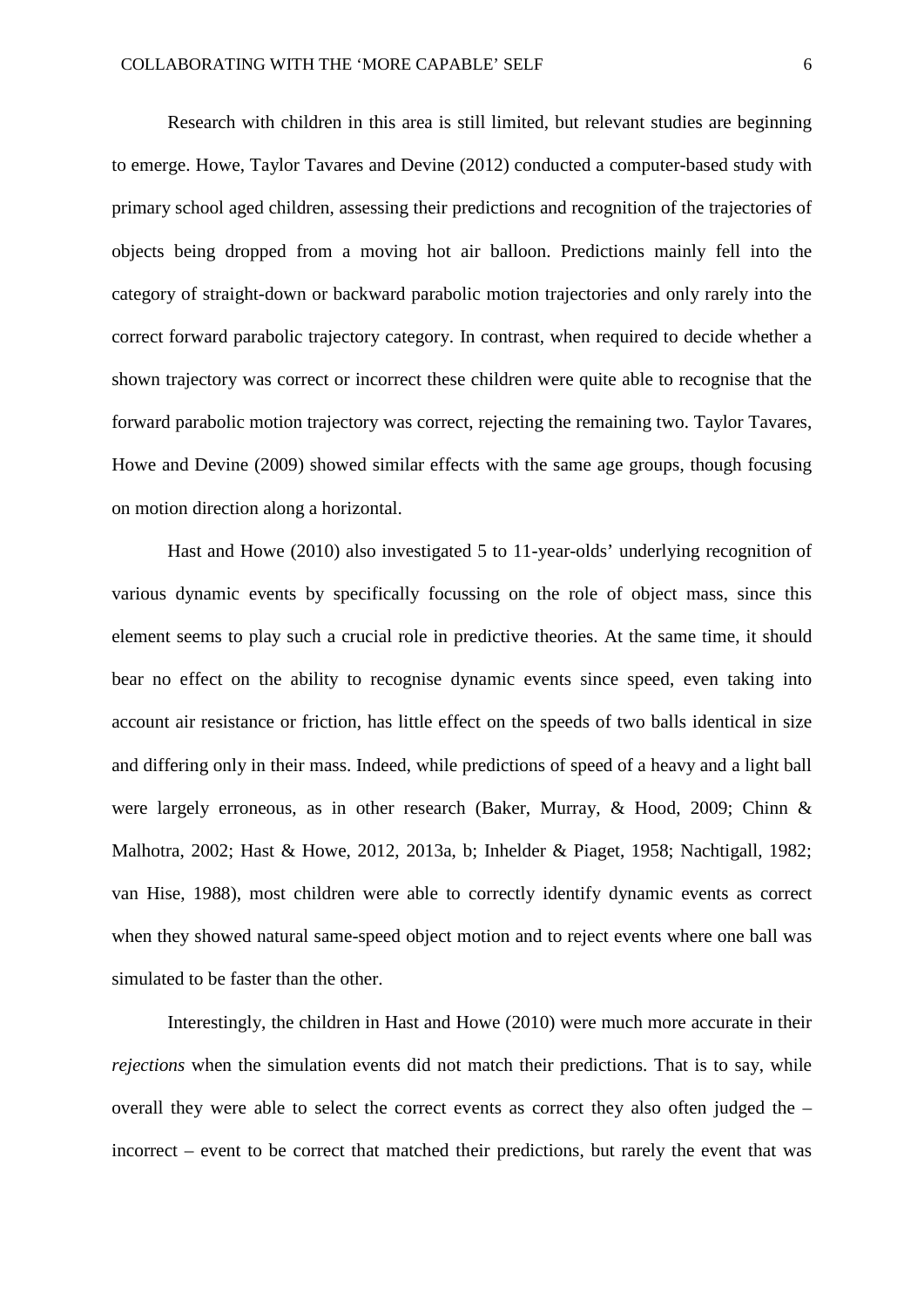Research with children in this area is still limited, but relevant studies are beginning to emerge. Howe, Taylor Tavares and Devine (2012) conducted a computer-based study with primary school aged children, assessing their predictions and recognition of the trajectories of objects being dropped from a moving hot air balloon. Predictions mainly fell into the category of straight-down or backward parabolic motion trajectories and only rarely into the correct forward parabolic trajectory category. In contrast, when required to decide whether a shown trajectory was correct or incorrect these children were quite able to recognise that the forward parabolic motion trajectory was correct, rejecting the remaining two. Taylor Tavares, Howe and Devine (2009) showed similar effects with the same age groups, though focusing on motion direction along a horizontal.

Hast and Howe (2010) also investigated 5 to 11-year-olds' underlying recognition of various dynamic events by specifically focussing on the role of object mass, since this element seems to play such a crucial role in predictive theories. At the same time, it should bear no effect on the ability to recognise dynamic events since speed, even taking into account air resistance or friction, has little effect on the speeds of two balls identical in size and differing only in their mass. Indeed, while predictions of speed of a heavy and a light ball were largely erroneous, as in other research (Baker, Murray, & Hood, 2009; Chinn & Malhotra, 2002; Hast & Howe, 2012, 2013a, b; Inhelder & Piaget, 1958; Nachtigall, 1982; van Hise, 1988), most children were able to correctly identify dynamic events as correct when they showed natural same-speed object motion and to reject events where one ball was simulated to be faster than the other.

Interestingly, the children in Hast and Howe (2010) were much more accurate in their *rejections* when the simulation events did not match their predictions. That is to say, while overall they were able to select the correct events as correct they also often judged the – incorrect – event to be correct that matched their predictions, but rarely the event that was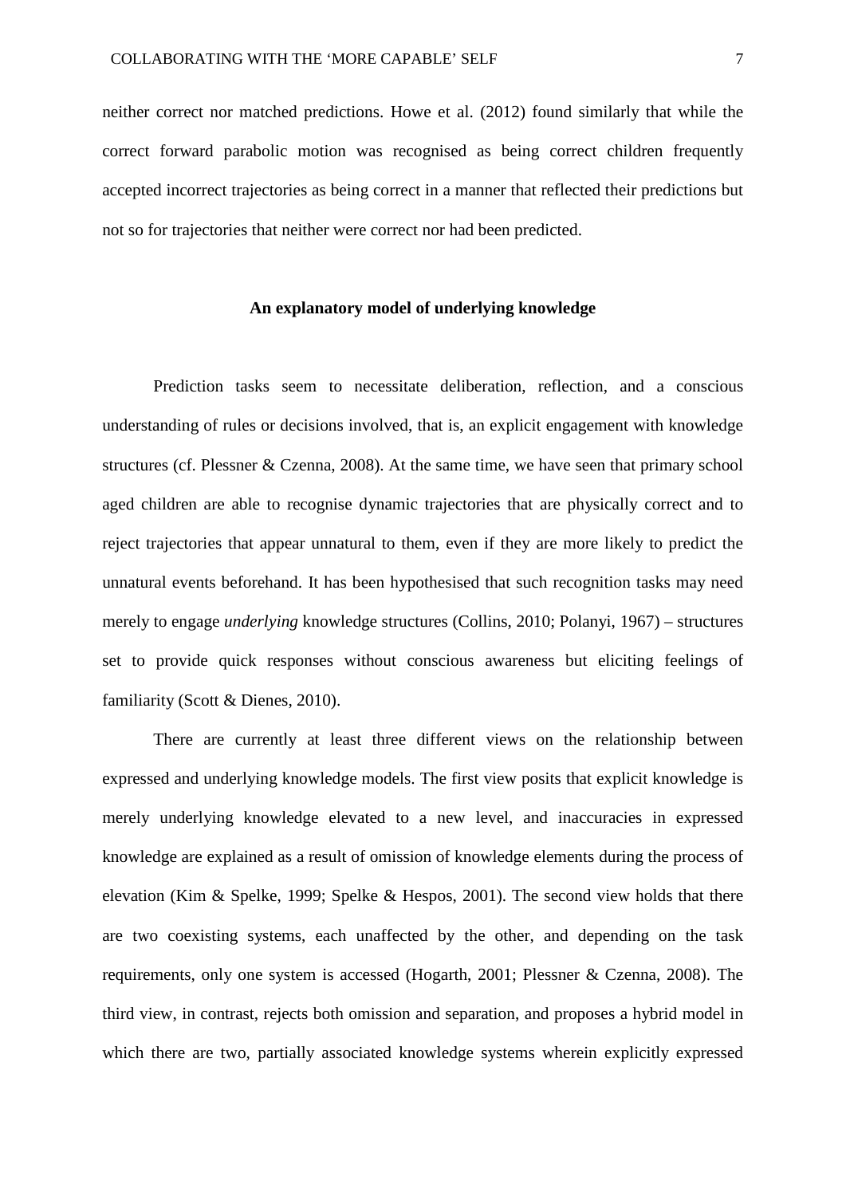neither correct nor matched predictions. Howe et al. (2012) found similarly that while the correct forward parabolic motion was recognised as being correct children frequently accepted incorrect trajectories as being correct in a manner that reflected their predictions but not so for trajectories that neither were correct nor had been predicted.

## An explanatory model of underlying knowledge

Prediction tasks seem to necessitate deliberation, reflection, and a conscious understanding of rules or decisions involved, that is, an explicit engagement with knowledge structures (cf. Plessner & Czenna, 2008). At the same time, we have seen that primary school aged children are able to recognise dynamic trajectories that are physically correct and to reject trajectories that appear unnatural to them, even if they are more likely to predict the unnatural events beforehand. It has been hypothesised that such recognition tasks may need merely to engage *underlying* knowledge structures (Collins, 2010; Polanyi, 1967) – structures set to provide quick responses without conscious awareness but eliciting feelings of familiarity (Scott & Dienes, 2010).

There are currently at least three different views on the relationship between expressed and underlying knowledge models. The first view posits that explicit knowledge is merely underlying knowledge elevated to a new level, and inaccuracies in expressed knowledge are explained as a result of omission of knowledge elements during the process of elevation (Kim & Spelke, 1999; Spelke & Hespos, 2001). The second view holds that there are two coexisting systems, each unaffected by the other, and depending on the task requirements, only one system is accessed (Hogarth, 2001; Plessner & Czenna, 2008). The third view, in contrast, rejects both omission and separation, and proposes a hybrid model in which there are two, partially associated knowledge systems wherein explicitly expressed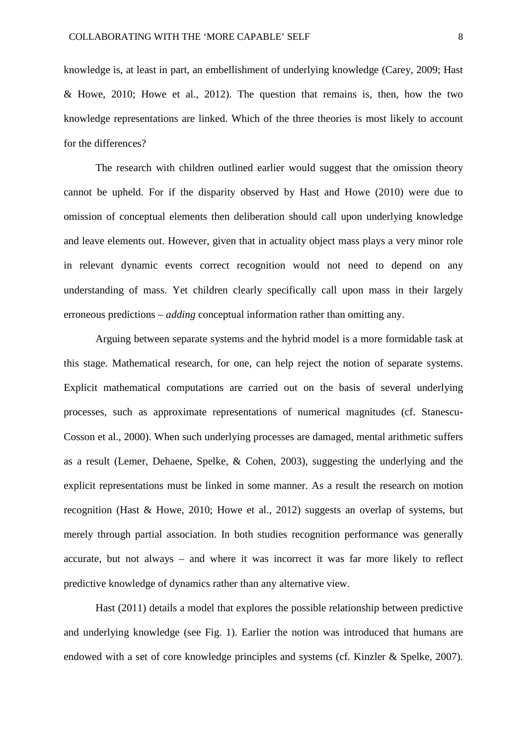knowledge is, at least in part, an embellishment of underlying knowledge (Carey, 2009; Hast & Howe, 2010; Howe et al., 2012). The question that remains is, then, how the two knowledge representations are linked. Which of the three theories is most likely to account for the differences?

The research with children outlined earlier would suggest that the omission theory cannot be upheld. For if the disparity observed by Hast and Howe (2010) were due to omission of conceptual elements then deliberation should call upon underlying knowledge and leave elements out. However, given that in actuality object mass plays a very minor role in relevant dynamic events correct recognition would not need to depend on any understanding of mass. Yet children clearly specifically call upon mass in their largely erroneous predictions – *adding* conceptual information rather than omitting any.

Arguing between separate systems and the hybrid model is a more formidable task at this stage. Mathematical research, for one, can help reject the notion of separate systems. Explicit mathematical computations are carried out on the basis of several underlying processes, such as approximate representations of numerical magnitudes (cf. Stanescu-Cosson et al., 2000). When such underlying processes are damaged, mental arithmetic suffers as a result (Lemer, Dehaene, Spelke, & Cohen, 2003), suggesting the underlying and the explicit representations must be linked in some manner. As a result the research on motion recognition (Hast & Howe, 2010; Howe et al., 2012) suggests an overlap of systems, but merely through partial association. In both studies recognition performance was generally accurate, but not always – and where it was incorrect it was far more likely to reflect predictive knowledge of dynamics rather than any alternative view.

Hast (2011) details a model that explores the possible relationship between predictive and underlying knowledge (see Fig. 1). Earlier the notion was introduced that humans are endowed with a set of core knowledge principles and systems (cf. Kinzler & Spelke, 2007).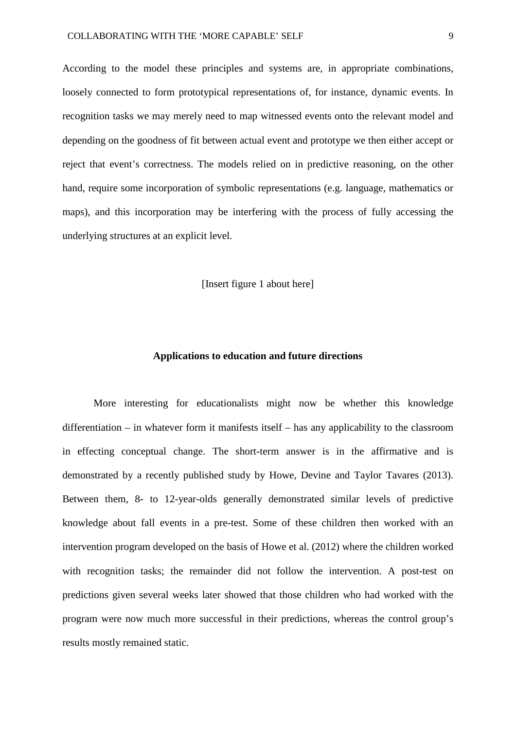According to the model these principles and systems are, in appropriate combinations, loosely connected to form prototypical representations of, for instance, dynamic events. In recognition tasks we may merely need to map witnessed events onto the relevant model and depending on the goodness of fit between actual event and prototype we then either accept or reject that event's correctness. The models relied on in predictive reasoning, on the other hand, require some incorporation of symbolic representations (e.g. language, mathematics or maps), and this incorporation may be interfering with the process of fully accessing the underlying structures at an explicit level.

[Insert figure 1 about here]

## Applications to education and future directions

More interesting for educationalists might now be whether this knowledge differentiation – in whatever form it manifests itself – has any applicability to the classroom in effecting conceptual change. The short-term answer is in the affirmative and is demonstrated by a recently published study by Howe, Devine and Taylor Tavares (2013). Between them, 8- to 12-year-olds generally demonstrated similar levels of predictive knowledge about fall events in a pre-test. Some of these children then worked with an intervention program developed on the basis of Howe et al. (2012) where the children worked with recognition tasks; the remainder did not follow the intervention. A post-test on predictions given several weeks later showed that those children who had worked with the program were now much more successful in their predictions, whereas the control group's results mostly remained static.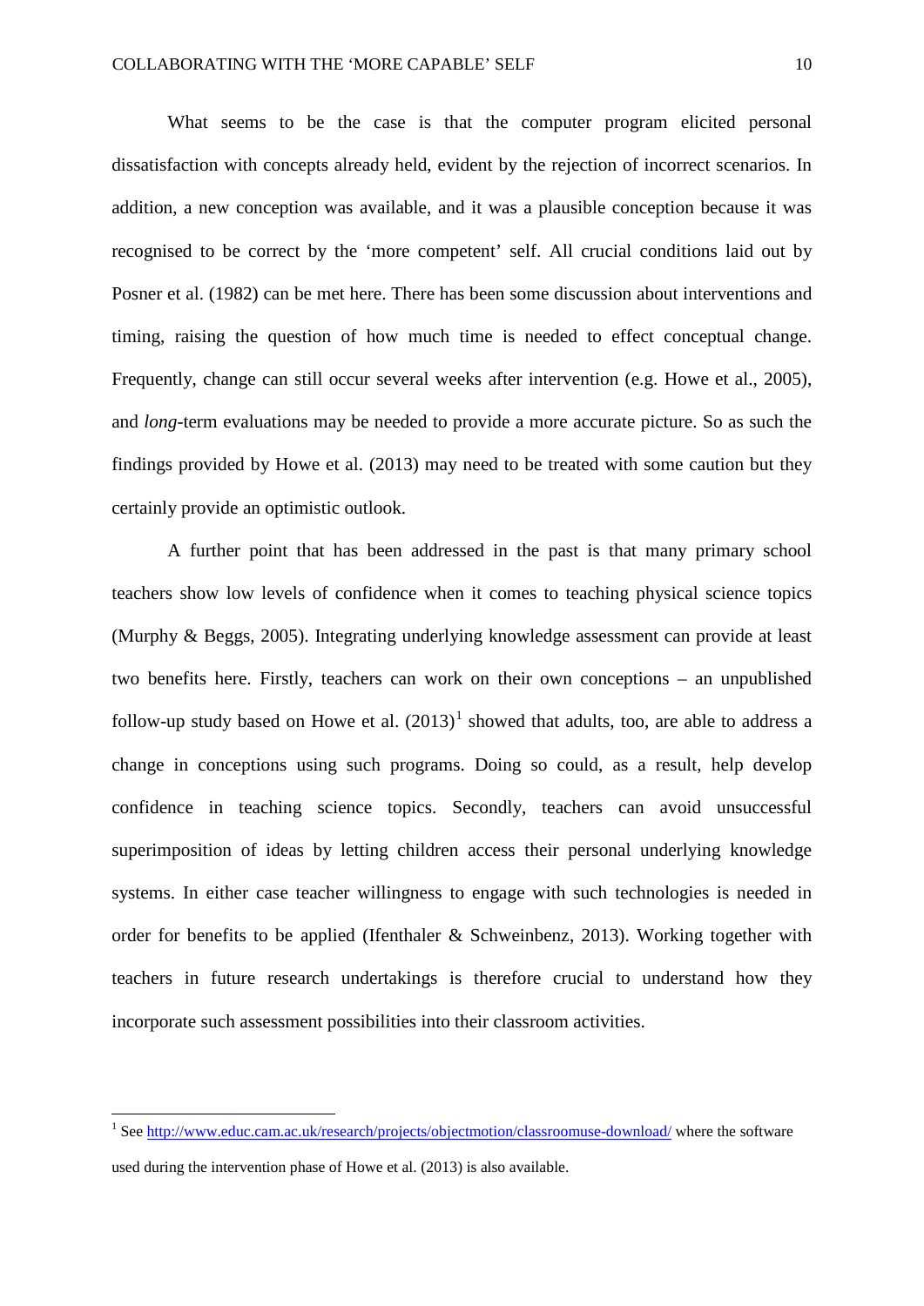What seems to be the case is that the computer program elicited personal dissatisfaction with concepts already held, evident by the rejection of incorrect scenarios. In addition, a new conception was available, and it was a plausible conception because it was recognised to be correct by the 'more competent' self. All crucial conditions laid out by Posner et al. (1982) can be met here. There has been some discussion about interventions and timing, raising the question of how much time is needed to effect conceptual change. Frequently, change can still occur several weeks after intervention (e.g. Howe et al., 2005), and *long*-term evaluations may be needed to provide a more accurate picture. So as such the findings provided by Howe et al. (2013) may need to be treated with some caution but they certainly provide an optimistic outlook.

A further point that has been addressed in the past is that many primary school teachers show low levels of confidence when it comes to teaching physical science topics (Murphy & Beggs, 2005). Integrating underlying knowledge assessment can provide at least two benefits here. Firstly, teachers can work on their own conceptions – an unpublished follow-up study based on Howe et al. (2013)[1] showed that adults, too, are able to address a change in conceptions using such programs. Doing so could, as a result, help develop confidence in teaching science topics. Secondly, teachers can avoid unsuccessful superimposition of ideas by letting children access their personal underlying knowledge systems. In either case teacher willingness to engage with such technologies is needed in order for benefits to be applied (Ifenthaler & Schweinbenz, 2013). Working together with teachers in future research undertakings is therefore crucial to understand how they incorporate such assessment possibilities into their classroom activities.

---

[1] See http://www.educ.cam.ac.uk/research/projects/objectmotion/classroomuse-download/ where the software used during the intervention phase of Howe et al. (2013) is also available.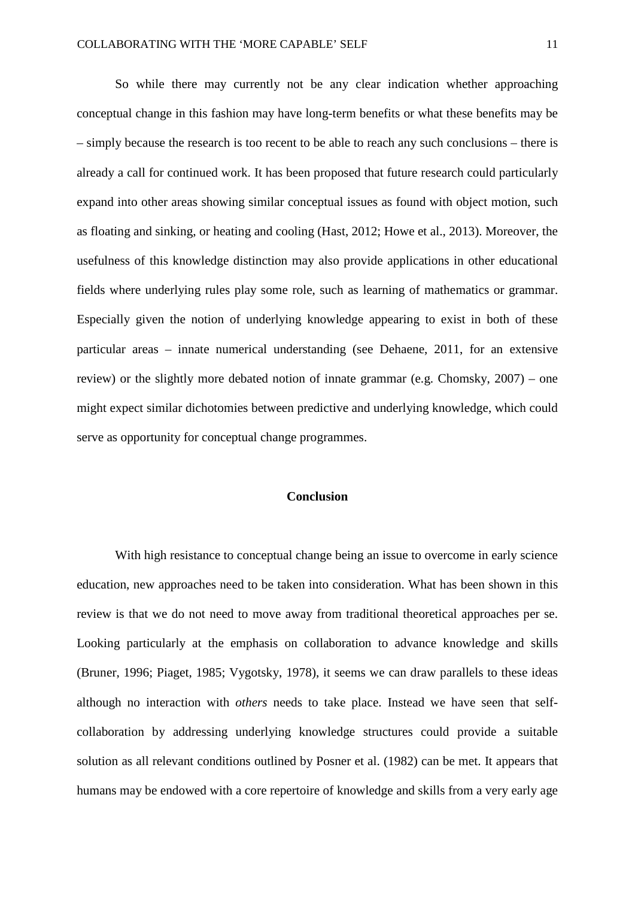So while there may currently not be any clear indication whether approaching conceptual change in this fashion may have long-term benefits or what these benefits may be – simply because the research is too recent to be able to reach any such conclusions – there is already a call for continued work. It has been proposed that future research could particularly expand into other areas showing similar conceptual issues as found with object motion, such as floating and sinking, or heating and cooling (Hast, 2012; Howe et al., 2013). Moreover, the usefulness of this knowledge distinction may also provide applications in other educational fields where underlying rules play some role, such as learning of mathematics or grammar. Especially given the notion of underlying knowledge appearing to exist in both of these particular areas – innate numerical understanding (see Dehaene, 2011, for an extensive review) or the slightly more debated notion of innate grammar (e.g. Chomsky, 2007) – one might expect similar dichotomies between predictive and underlying knowledge, which could serve as opportunity for conceptual change programmes.

## Conclusion

With high resistance to conceptual change being an issue to overcome in early science education, new approaches need to be taken into consideration. What has been shown in this review is that we do not need to move away from traditional theoretical approaches per se. Looking particularly at the emphasis on collaboration to advance knowledge and skills (Bruner, 1996; Piaget, 1985; Vygotsky, 1978), it seems we can draw parallels to these ideas although no interaction with *others* needs to take place. Instead we have seen that self-collaboration by addressing underlying knowledge structures could provide a suitable solution as all relevant conditions outlined by Posner et al. (1982) can be met. It appears that humans may be endowed with a core repertoire of knowledge and skills from a very early age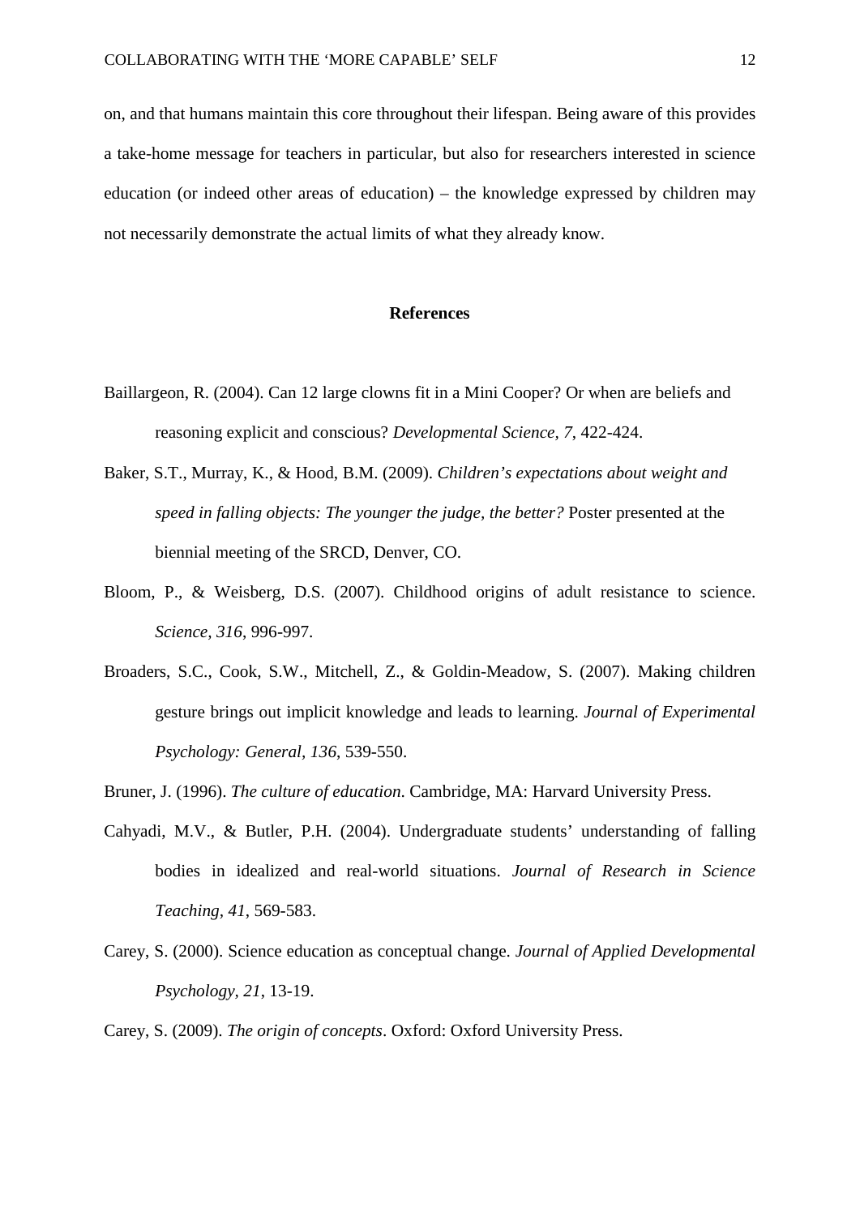on, and that humans maintain this core throughout their lifespan. Being aware of this provides a take-home message for teachers in particular, but also for researchers interested in science education (or indeed other areas of education) – the knowledge expressed by children may not necessarily demonstrate the actual limits of what they already know.

## References

Baillargeon, R. (2004). Can 12 large clowns fit in a Mini Cooper? Or when are beliefs and reasoning explicit and conscious? *Developmental Science, 7*, 422-424.

Baker, S.T., Murray, K., & Hood, B.M. (2009). *Children's expectations about weight and speed in falling objects: The younger the judge, the better?* Poster presented at the biennial meeting of the SRCD, Denver, CO.

Bloom, P., & Weisberg, D.S. (2007). Childhood origins of adult resistance to science. *Science, 316*, 996-997.

Broaders, S.C., Cook, S.W., Mitchell, Z., & Goldin-Meadow, S. (2007). Making children gesture brings out implicit knowledge and leads to learning. *Journal of Experimental Psychology: General, 136*, 539-550.

Bruner, J. (1996). *The culture of education*. Cambridge, MA: Harvard University Press.

Cahyadi, M.V., & Butler, P.H. (2004). Undergraduate students' understanding of falling bodies in idealized and real-world situations. *Journal of Research in Science Teaching, 41*, 569-583.

Carey, S. (2000). Science education as conceptual change. *Journal of Applied Developmental Psychology, 21*, 13-19.

Carey, S. (2009). *The origin of concepts*. Oxford: Oxford University Press.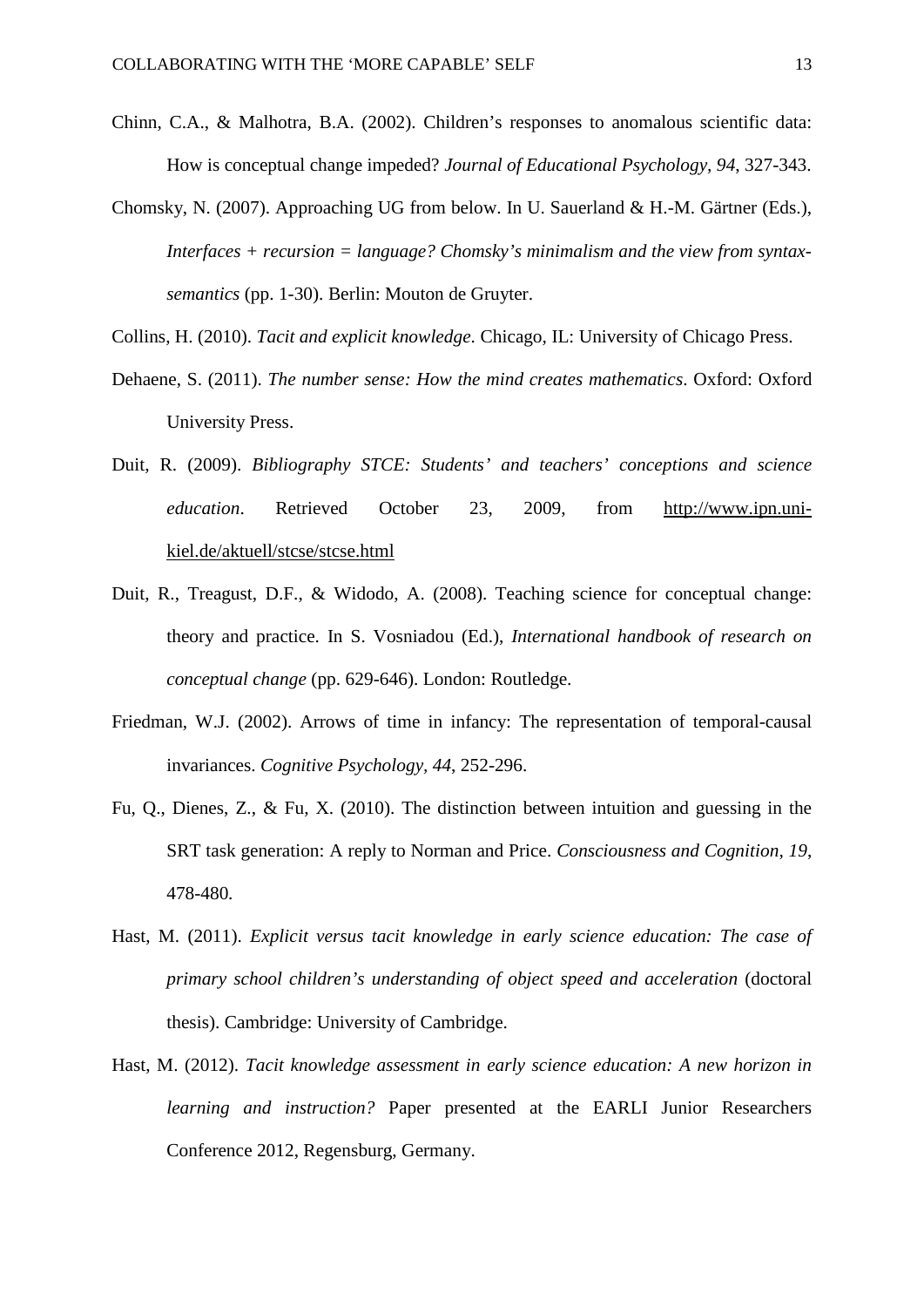Chinn, C.A., & Malhotra, B.A. (2002). Children's responses to anomalous scientific data: How is conceptual change impeded? *Journal of Educational Psychology, 94*, 327-343.

Chomsky, N. (2007). Approaching UG from below. In U. Sauerland & H.-M. Gärtner (Eds.), *Interfaces + recursion = language? Chomsky's minimalism and the view from syntax-semantics* (pp. 1-30). Berlin: Mouton de Gruyter.

Collins, H. (2010). *Tacit and explicit knowledge*. Chicago, IL: University of Chicago Press.

Dehaene, S. (2011). *The number sense: How the mind creates mathematics*. Oxford: Oxford University Press.

Duit, R. (2009). *Bibliography STCE: Students' and teachers' conceptions and science education*. Retrieved October 23, 2009, from http://www.ipn.uni-kiel.de/aktuell/stcse/stcse.html

Duit, R., Treagust, D.F., & Widodo, A. (2008). Teaching science for conceptual change: theory and practice. In S. Vosniadou (Ed.), *International handbook of research on conceptual change* (pp. 629-646). London: Routledge.

Friedman, W.J. (2002). Arrows of time in infancy: The representation of temporal-causal invariances. *Cognitive Psychology, 44*, 252-296.

Fu, Q., Dienes, Z., & Fu, X. (2010). The distinction between intuition and guessing in the SRT task generation: A reply to Norman and Price. *Consciousness and Cognition, 19*, 478-480.

Hast, M. (2011). *Explicit versus tacit knowledge in early science education: The case of primary school children's understanding of object speed and acceleration* (doctoral thesis). Cambridge: University of Cambridge.

Hast, M. (2012). *Tacit knowledge assessment in early science education: A new horizon in learning and instruction?* Paper presented at the EARLI Junior Researchers Conference 2012, Regensburg, Germany.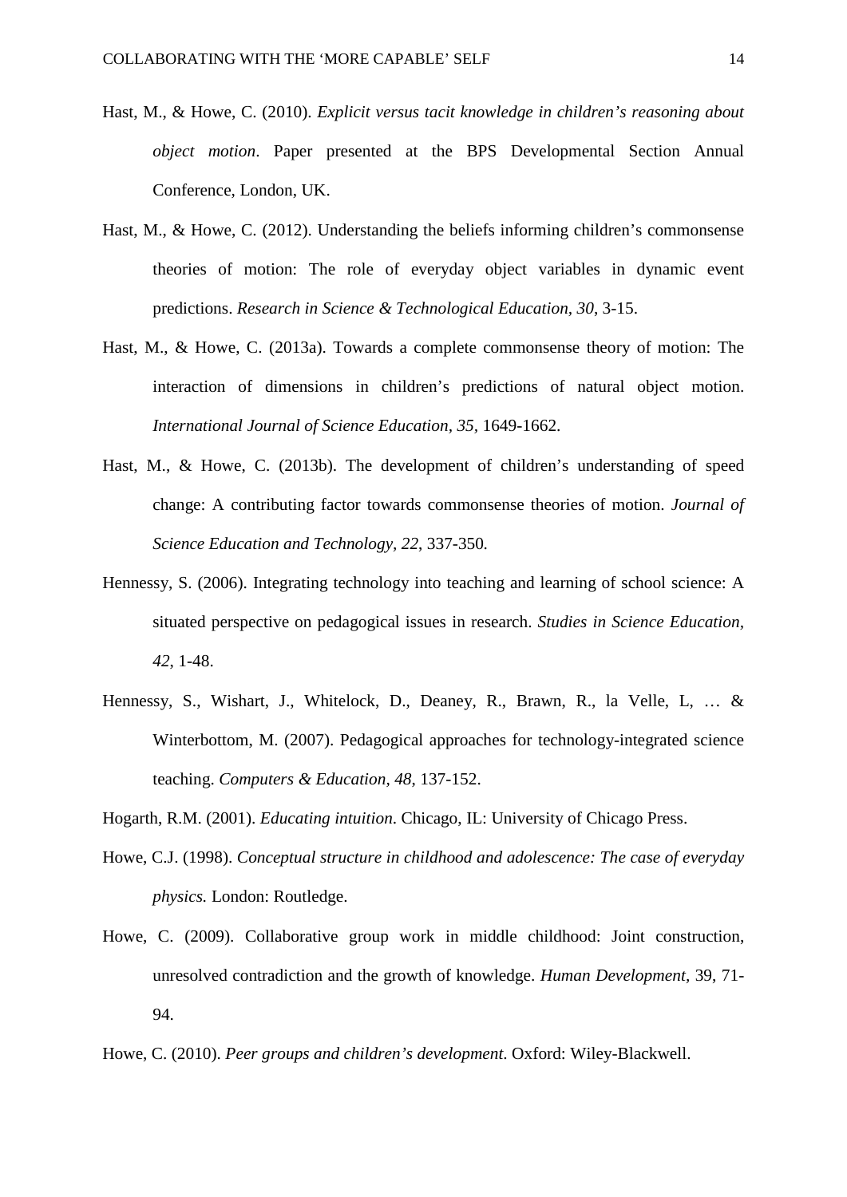Hast, M., & Howe, C. (2010). *Explicit versus tacit knowledge in children's reasoning about object motion*. Paper presented at the BPS Developmental Section Annual Conference, London, UK.

Hast, M., & Howe, C. (2012). Understanding the beliefs informing children's commonsense theories of motion: The role of everyday object variables in dynamic event predictions. *Research in Science & Technological Education, 30*, 3-15.

Hast, M., & Howe, C. (2013a). Towards a complete commonsense theory of motion: The interaction of dimensions in children's predictions of natural object motion. *International Journal of Science Education, 35*, 1649-1662.

Hast, M., & Howe, C. (2013b). The development of children's understanding of speed change: A contributing factor towards commonsense theories of motion. *Journal of Science Education and Technology, 22*, 337-350.

Hennessy, S. (2006). Integrating technology into teaching and learning of school science: A situated perspective on pedagogical issues in research. *Studies in Science Education, 42*, 1-48.

Hennessy, S., Wishart, J., Whitelock, D., Deaney, R., Brawn, R., la Velle, L, … & Winterbottom, M. (2007). Pedagogical approaches for technology-integrated science teaching. *Computers & Education, 48*, 137-152.

Hogarth, R.M. (2001). *Educating intuition*. Chicago, IL: University of Chicago Press.

Howe, C.J. (1998). *Conceptual structure in childhood and adolescence: The case of everyday physics.* London: Routledge.

Howe, C. (2009). Collaborative group work in middle childhood: Joint construction, unresolved contradiction and the growth of knowledge. *Human Development,* 39, 71-94.

Howe, C. (2010). *Peer groups and children's development*. Oxford: Wiley-Blackwell.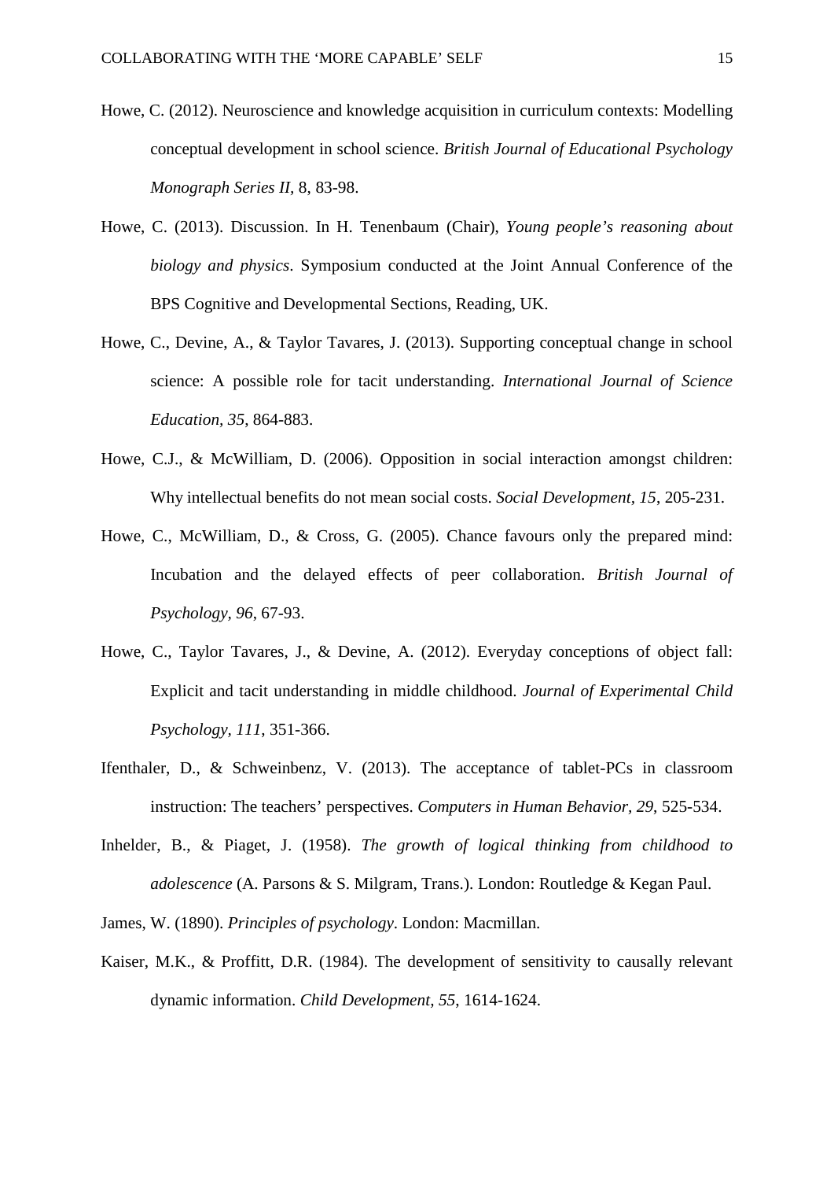Howe, C. (2012). Neuroscience and knowledge acquisition in curriculum contexts: Modelling conceptual development in school science. *British Journal of Educational Psychology Monograph Series II*, 8, 83-98.

Howe, C. (2013). Discussion. In H. Tenenbaum (Chair), *Young people's reasoning about biology and physics*. Symposium conducted at the Joint Annual Conference of the BPS Cognitive and Developmental Sections, Reading, UK.

Howe, C., Devine, A., & Taylor Tavares, J. (2013). Supporting conceptual change in school science: A possible role for tacit understanding. *International Journal of Science Education, 35*, 864-883.

Howe, C.J., & McWilliam, D. (2006). Opposition in social interaction amongst children: Why intellectual benefits do not mean social costs. *Social Development*, *15*, 205-231.

Howe, C., McWilliam, D., & Cross, G. (2005). Chance favours only the prepared mind: Incubation and the delayed effects of peer collaboration. *British Journal of Psychology, 96*, 67-93.

Howe, C., Taylor Tavares, J., & Devine, A. (2012). Everyday conceptions of object fall: Explicit and tacit understanding in middle childhood. *Journal of Experimental Child Psychology, 111*, 351-366.

Ifenthaler, D., & Schweinbenz, V. (2013). The acceptance of tablet-PCs in classroom instruction: The teachers' perspectives. *Computers in Human Behavior, 29*, 525-534.

Inhelder, B., & Piaget, J. (1958). *The growth of logical thinking from childhood to adolescence* (A. Parsons & S. Milgram, Trans.). London: Routledge & Kegan Paul.

James, W. (1890). *Principles of psychology*. London: Macmillan.

Kaiser, M.K., & Proffitt, D.R. (1984). The development of sensitivity to causally relevant dynamic information. *Child Development, 55*, 1614-1624.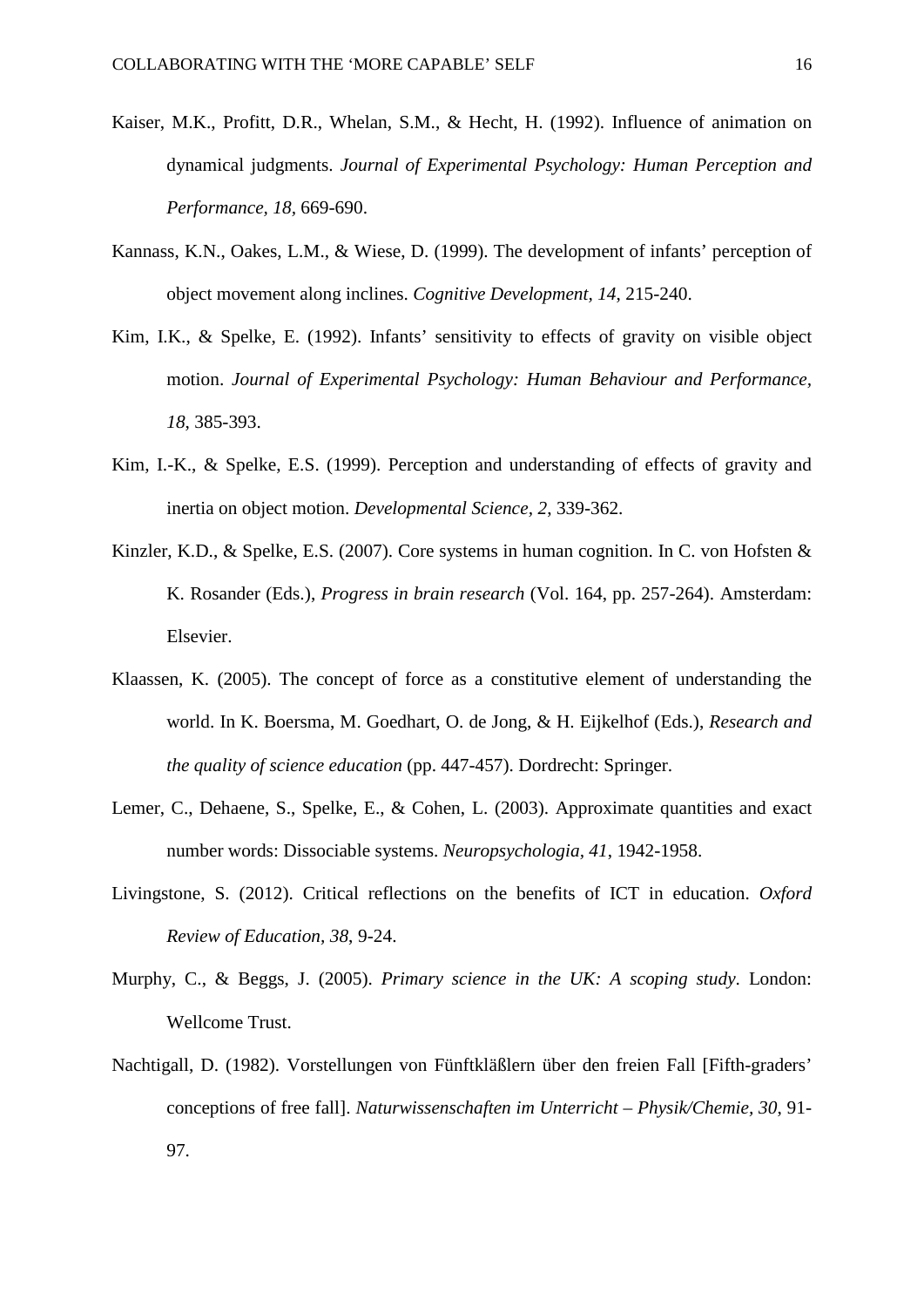Kaiser, M.K., Profitt, D.R., Whelan, S.M., & Hecht, H. (1992). Influence of animation on dynamical judgments. *Journal of Experimental Psychology: Human Perception and Performance, 18*, 669-690.

Kannass, K.N., Oakes, L.M., & Wiese, D. (1999). The development of infants' perception of object movement along inclines. *Cognitive Development, 14*, 215-240.

Kim, I.K., & Spelke, E. (1992). Infants' sensitivity to effects of gravity on visible object motion. *Journal of Experimental Psychology: Human Behaviour and Performance, 18*, 385-393.

Kim, I.-K., & Spelke, E.S. (1999). Perception and understanding of effects of gravity and inertia on object motion. *Developmental Science, 2*, 339-362.

Kinzler, K.D., & Spelke, E.S. (2007). Core systems in human cognition. In C. von Hofsten & K. Rosander (Eds.), *Progress in brain research* (Vol. 164, pp. 257-264). Amsterdam: Elsevier.

Klaassen, K. (2005). The concept of force as a constitutive element of understanding the world. In K. Boersma, M. Goedhart, O. de Jong, & H. Eijkelhof (Eds.), *Research and the quality of science education* (pp. 447-457). Dordrecht: Springer.

Lemer, C., Dehaene, S., Spelke, E., & Cohen, L. (2003). Approximate quantities and exact number words: Dissociable systems. *Neuropsychologia, 41*, 1942-1958.

Livingstone, S. (2012). Critical reflections on the benefits of ICT in education. *Oxford Review of Education, 38*, 9-24.

Murphy, C., & Beggs, J. (2005). *Primary science in the UK: A scoping study*. London: Wellcome Trust.

Nachtigall, D. (1982). Vorstellungen von Fünftkläßlern über den freien Fall [Fifth-graders' conceptions of free fall]. *Naturwissenschaften im Unterricht – Physik/Chemie, 30*, 91-97.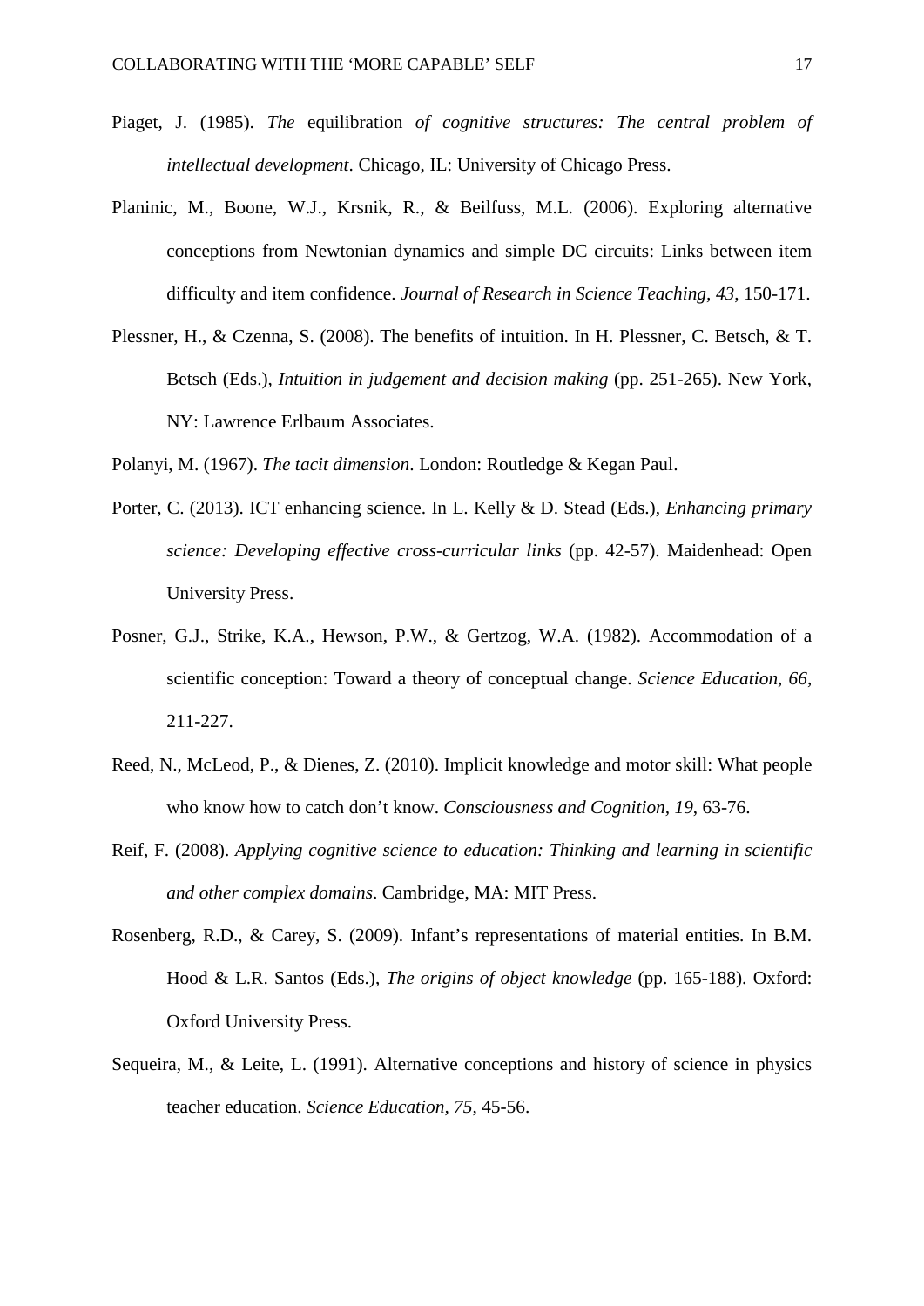Piaget, J. (1985). *The* equilibration *of cognitive structures: The central problem of intellectual development*. Chicago, IL: University of Chicago Press.

Planinic, M., Boone, W.J., Krsnik, R., & Beilfuss, M.L. (2006). Exploring alternative conceptions from Newtonian dynamics and simple DC circuits: Links between item difficulty and item confidence. *Journal of Research in Science Teaching, 43*, 150-171.

Plessner, H., & Czenna, S. (2008). The benefits of intuition. In H. Plessner, C. Betsch, & T. Betsch (Eds.), *Intuition in judgement and decision making* (pp. 251-265). New York, NY: Lawrence Erlbaum Associates.

Polanyi, M. (1967). *The tacit dimension*. London: Routledge & Kegan Paul.

Porter, C. (2013). ICT enhancing science. In L. Kelly & D. Stead (Eds.), *Enhancing primary science: Developing effective cross-curricular links* (pp. 42-57). Maidenhead: Open University Press.

Posner, G.J., Strike, K.A., Hewson, P.W., & Gertzog, W.A. (1982). Accommodation of a scientific conception: Toward a theory of conceptual change. *Science Education, 66*, 211-227.

Reed, N., McLeod, P., & Dienes, Z. (2010). Implicit knowledge and motor skill: What people who know how to catch don't know. *Consciousness and Cognition, 19*, 63-76.

Reif, F. (2008). *Applying cognitive science to education: Thinking and learning in scientific and other complex domains*. Cambridge, MA: MIT Press.

Rosenberg, R.D., & Carey, S. (2009). Infant's representations of material entities. In B.M. Hood & L.R. Santos (Eds.), *The origins of object knowledge* (pp. 165-188). Oxford: Oxford University Press.

Sequeira, M., & Leite, L. (1991). Alternative conceptions and history of science in physics teacher education. *Science Education, 75*, 45-56.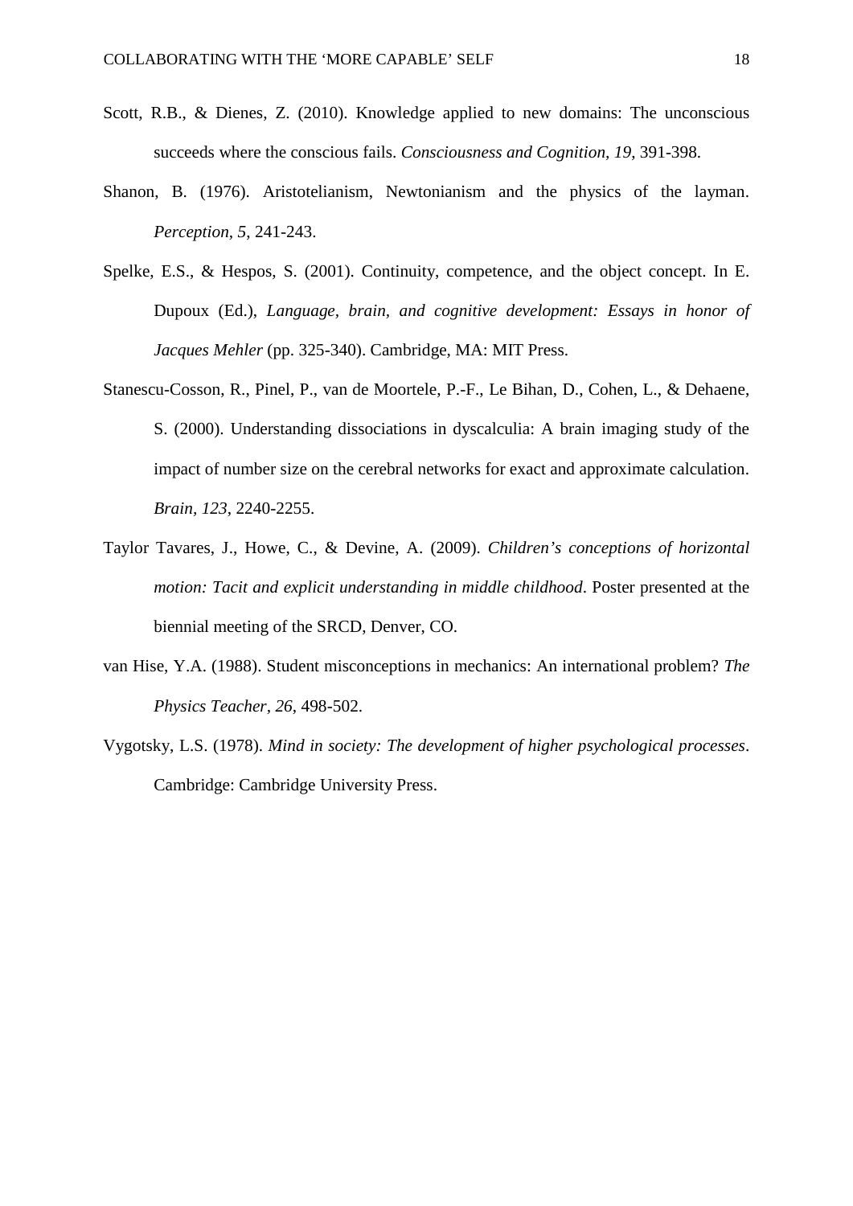Scott, R.B., & Dienes, Z. (2010). Knowledge applied to new domains: The unconscious succeeds where the conscious fails. *Consciousness and Cognition, 19*, 391-398.

Shanon, B. (1976). Aristotelianism, Newtonianism and the physics of the layman. *Perception, 5*, 241-243.

Spelke, E.S., & Hespos, S. (2001). Continuity, competence, and the object concept. In E. Dupoux (Ed.), *Language, brain, and cognitive development: Essays in honor of Jacques Mehler* (pp. 325-340). Cambridge, MA: MIT Press.

Stanescu-Cosson, R., Pinel, P., van de Moortele, P.-F., Le Bihan, D., Cohen, L., & Dehaene, S. (2000). Understanding dissociations in dyscalculia: A brain imaging study of the impact of number size on the cerebral networks for exact and approximate calculation. *Brain, 123*, 2240-2255.

Taylor Tavares, J., Howe, C., & Devine, A. (2009). *Children's conceptions of horizontal motion: Tacit and explicit understanding in middle childhood*. Poster presented at the biennial meeting of the SRCD, Denver, CO.

van Hise, Y.A. (1988). Student misconceptions in mechanics: An international problem? *The Physics Teacher, 26*, 498-502.

Vygotsky, L.S. (1978). *Mind in society: The development of higher psychological processes*. Cambridge: Cambridge University Press.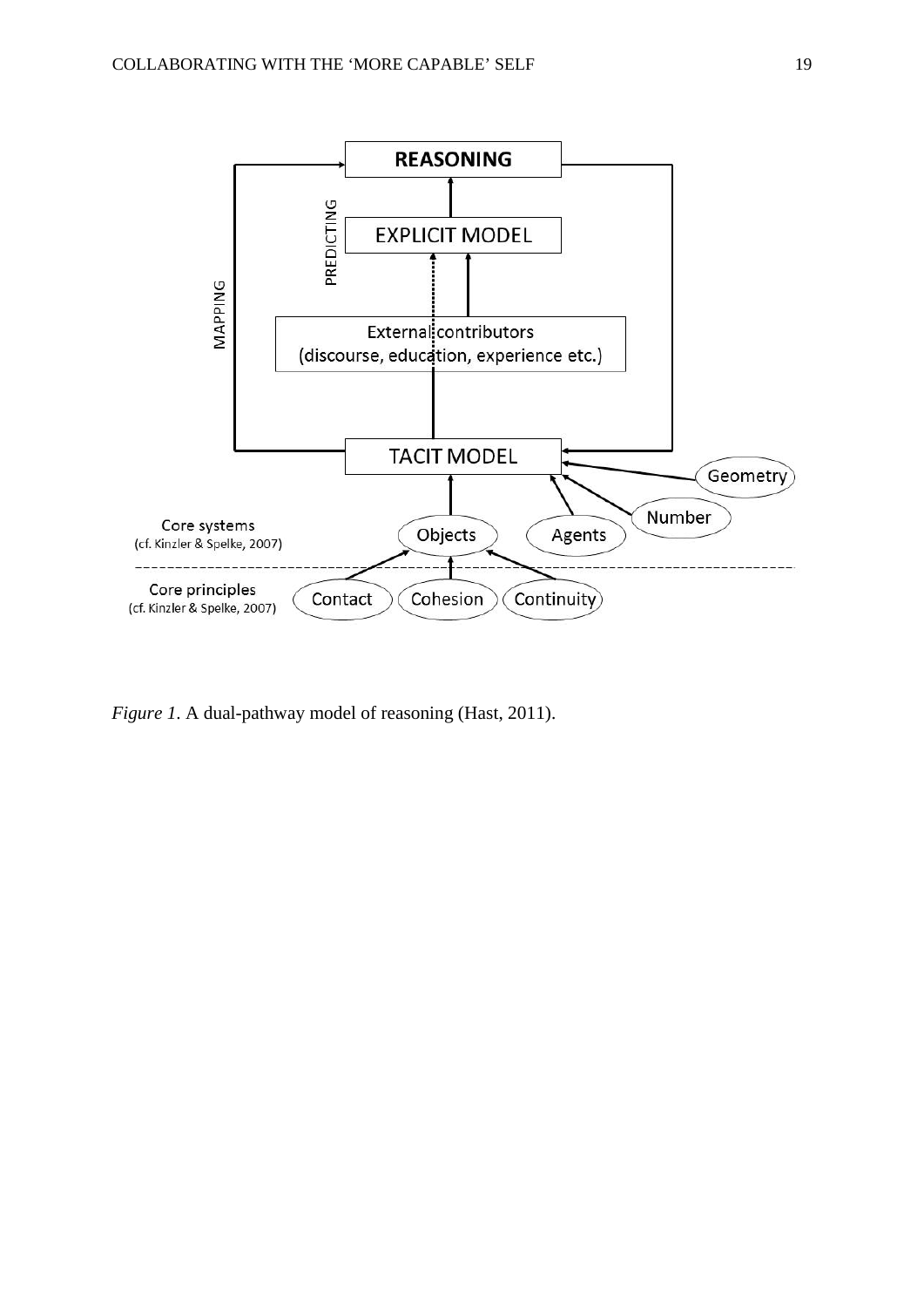REASONING

PREDICTING

EXPLICIT MODEL

MAPPING

External contributors
(discourse, education, experience etc.)

TACIT MODEL

Geometry

Number

Core systems
(cf. Kinzler & Spelke, 2007)

Objects

Agents

Core principles
(cf. Kinzler & Spelke, 2007)

Contact

Cohesion

Continuity

*Figure 1*. A dual-pathway model of reasoning (Hast, 2011).